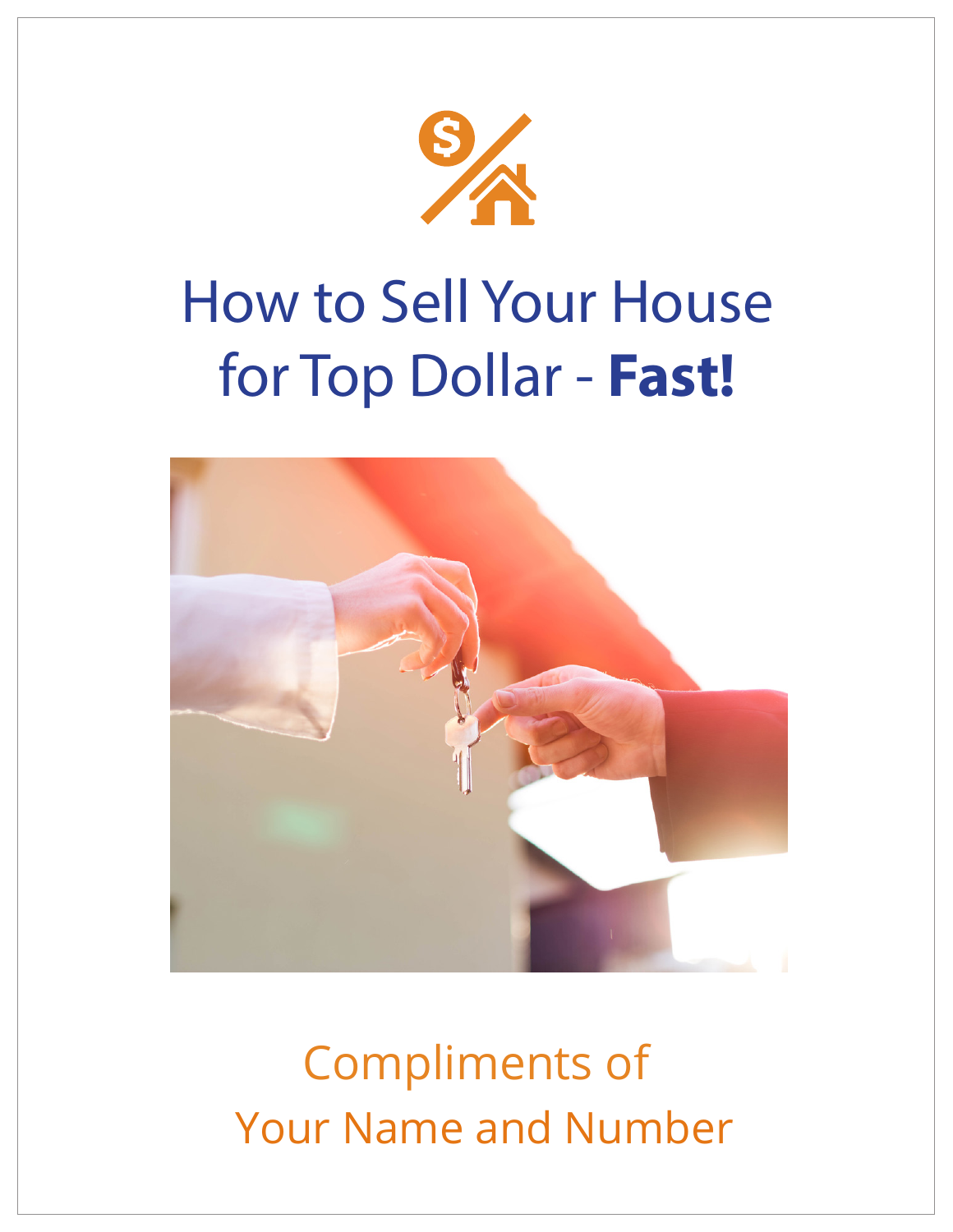# How to Sell Your House for Top Dollar - **Fast!**

Compliments of

Your Name and Number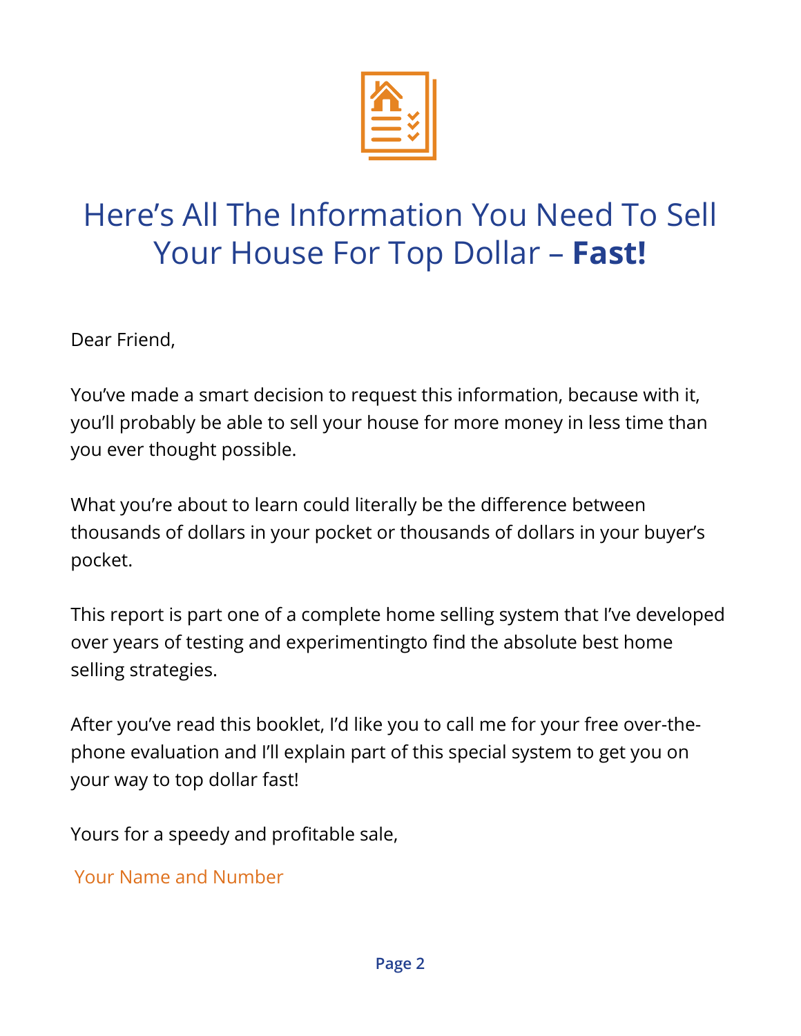# Here's All The Information You Need To Sell Your House For Top Dollar – **Fast!**

Dear Friend,

You've made a smart decision to request this information, because with it, you'll probably be able to sell your house for more money in less time than you ever thought possible.

What you're about to learn could literally be the difference between thousands of dollars in your pocket or thousands of dollars in your buyer's pocket.

This report is part one of a complete home selling system that I've developed over years of testing and experimentingto find the absolute best home selling strategies.

After you've read this booklet, I'd like you to call me for your free over-the-phone evaluation and I'll explain part of this special system to get you on your way to top dollar fast!

Yours for a speedy and profitable sale,

Your Name and Number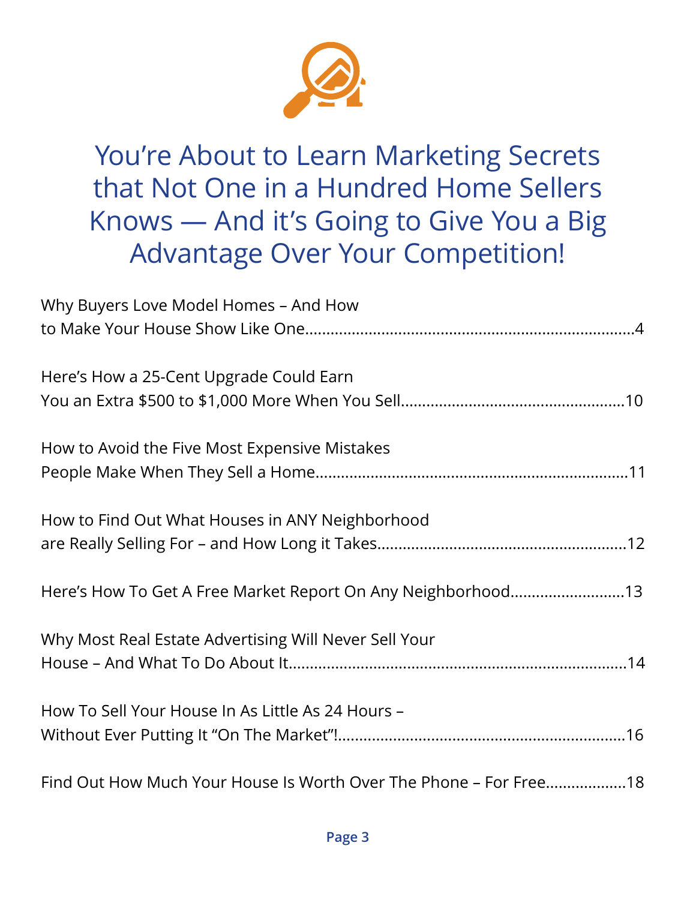# You're About to Learn Marketing Secrets that Not One in a Hundred Home Sellers Knows — And it's Going to Give You a Big Advantage Over Your Competition!

Why Buyers Love Model Homes – And How to Make Your House Show Like One....................4

Here's How a 25-Cent Upgrade Could Earn You an Extra $500 to $1,000 More When You Sell....................10

How to Avoid the Five Most Expensive Mistakes People Make When They Sell a Home....................11

How to Find Out What Houses in ANY Neighborhood are Really Selling For – and How Long it Takes....................12

Here's How To Get A Free Market Report On Any Neighborhood....................13

Why Most Real Estate Advertising Will Never Sell Your House – And What To Do About It....................14

How To Sell Your House In As Little As 24 Hours – Without Ever Putting It "On The Market"!....................16

Find Out How Much Your House Is Worth Over The Phone – For Free....................18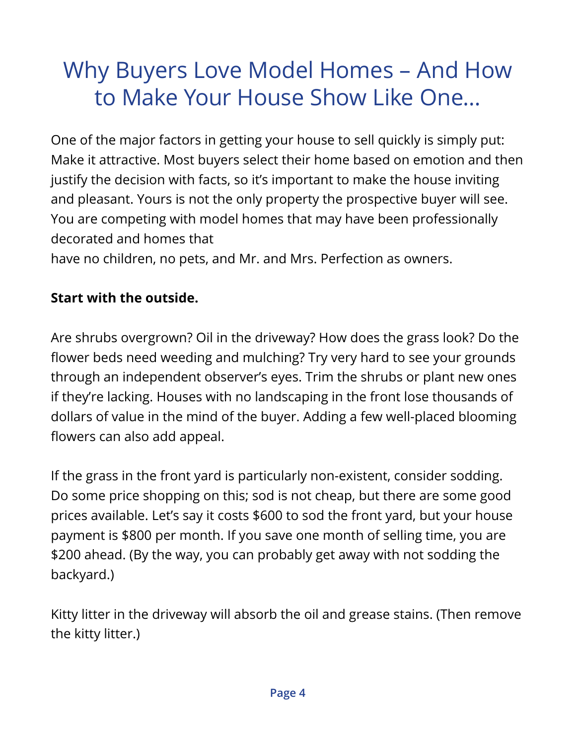# Why Buyers Love Model Homes – And How to Make Your House Show Like One…

One of the major factors in getting your house to sell quickly is simply put: Make it attractive. Most buyers select their home based on emotion and then justify the decision with facts, so it's important to make the house inviting and pleasant. Yours is not the only property the prospective buyer will see. You are competing with model homes that may have been professionally decorated and homes that have no children, no pets, and Mr. and Mrs. Perfection as owners.

**Start with the outside.**

Are shrubs overgrown? Oil in the driveway? How does the grass look? Do the flower beds need weeding and mulching? Try very hard to see your grounds through an independent observer's eyes. Trim the shrubs or plant new ones if they're lacking. Houses with no landscaping in the front lose thousands of dollars of value in the mind of the buyer. Adding a few well-placed blooming flowers can also add appeal.

If the grass in the front yard is particularly non-existent, consider sodding. Do some price shopping on this; sod is not cheap, but there are some good prices available. Let's say it costs $600 to sod the front yard, but your house payment is $800 per month. If you save one month of selling time, you are $200 ahead. (By the way, you can probably get away with not sodding the backyard.)

Kitty litter in the driveway will absorb the oil and grease stains. (Then remove the kitty litter.)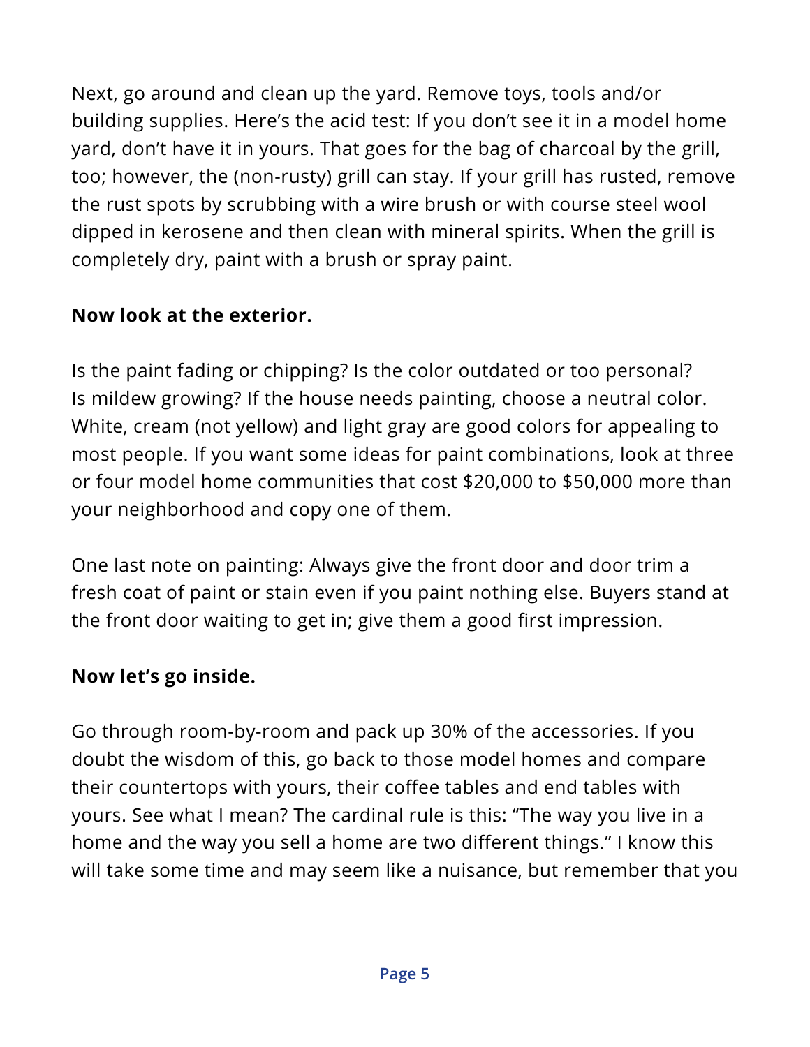Next, go around and clean up the yard. Remove toys, tools and/or building supplies. Here's the acid test: If you don't see it in a model home yard, don't have it in yours. That goes for the bag of charcoal by the grill, too; however, the (non-rusty) grill can stay. If your grill has rusted, remove the rust spots by scrubbing with a wire brush or with course steel wool dipped in kerosene and then clean with mineral spirits. When the grill is completely dry, paint with a brush or spray paint.

**Now look at the exterior.**

Is the paint fading or chipping? Is the color outdated or too personal? Is mildew growing? If the house needs painting, choose a neutral color. White, cream (not yellow) and light gray are good colors for appealing to most people. If you want some ideas for paint combinations, look at three or four model home communities that cost $20,000 to $50,000 more than your neighborhood and copy one of them.

One last note on painting: Always give the front door and door trim a fresh coat of paint or stain even if you paint nothing else. Buyers stand at the front door waiting to get in; give them a good first impression.

**Now let's go inside.**

Go through room-by-room and pack up 30% of the accessories. If you doubt the wisdom of this, go back to those model homes and compare their countertops with yours, their coffee tables and end tables with yours. See what I mean? The cardinal rule is this: "The way you live in a home and the way you sell a home are two different things." I know this will take some time and may seem like a nuisance, but remember that you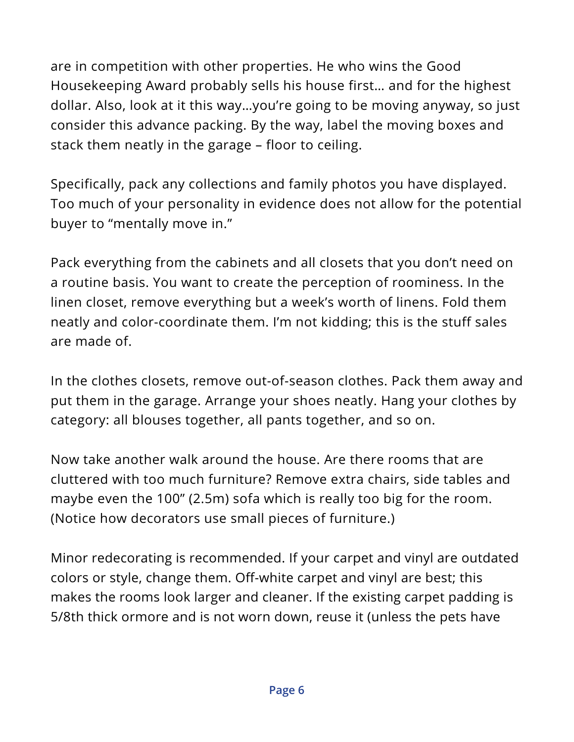are in competition with other properties. He who wins the Good Housekeeping Award probably sells his house first… and for the highest dollar. Also, look at it this way…you're going to be moving anyway, so just consider this advance packing. By the way, label the moving boxes and stack them neatly in the garage – floor to ceiling.

Specifically, pack any collections and family photos you have displayed. Too much of your personality in evidence does not allow for the potential buyer to "mentally move in."

Pack everything from the cabinets and all closets that you don't need on a routine basis. You want to create the perception of roominess. In the linen closet, remove everything but a week's worth of linens. Fold them neatly and color-coordinate them. I'm not kidding; this is the stuff sales are made of.

In the clothes closets, remove out-of-season clothes. Pack them away and put them in the garage. Arrange your shoes neatly. Hang your clothes by category: all blouses together, all pants together, and so on.

Now take another walk around the house. Are there rooms that are cluttered with too much furniture? Remove extra chairs, side tables and maybe even the 100" (2.5m) sofa which is really too big for the room. (Notice how decorators use small pieces of furniture.)

Minor redecorating is recommended. If your carpet and vinyl are outdated colors or style, change them. Off-white carpet and vinyl are best; this makes the rooms look larger and cleaner. If the existing carpet padding is 5/8th thick ormore and is not worn down, reuse it (unless the pets have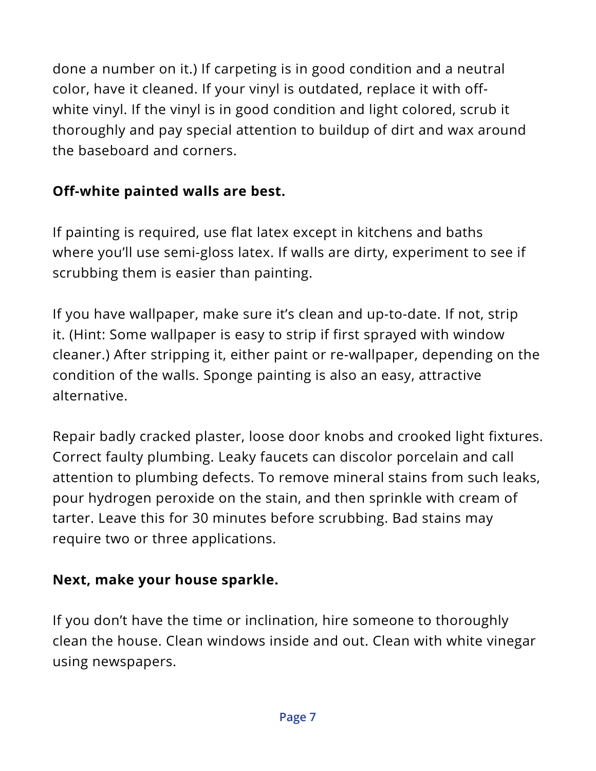done a number on it.) If carpeting is in good condition and a neutral color, have it cleaned. If your vinyl is outdated, replace it with off-white vinyl. If the vinyl is in good condition and light colored, scrub it thoroughly and pay special attention to buildup of dirt and wax around the baseboard and corners.

**Off-white painted walls are best.**

If painting is required, use flat latex except in kitchens and baths where you'll use semi-gloss latex. If walls are dirty, experiment to see if scrubbing them is easier than painting.

If you have wallpaper, make sure it's clean and up-to-date. If not, strip it. (Hint: Some wallpaper is easy to strip if first sprayed with window cleaner.) After stripping it, either paint or re-wallpaper, depending on the condition of the walls. Sponge painting is also an easy, attractive alternative.

Repair badly cracked plaster, loose door knobs and crooked light fixtures. Correct faulty plumbing. Leaky faucets can discolor porcelain and call attention to plumbing defects. To remove mineral stains from such leaks, pour hydrogen peroxide on the stain, and then sprinkle with cream of tarter. Leave this for 30 minutes before scrubbing. Bad stains may require two or three applications.

**Next, make your house sparkle.**

If you don't have the time or inclination, hire someone to thoroughly clean the house. Clean windows inside and out. Clean with white vinegar using newspapers.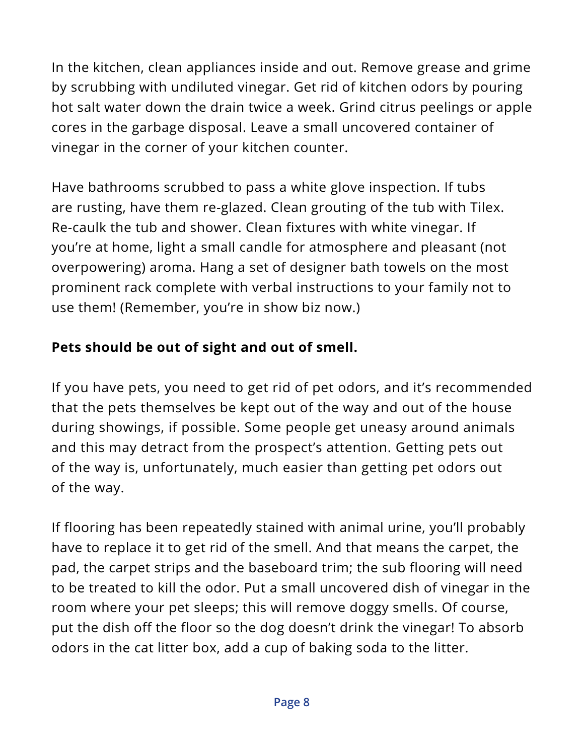In the kitchen, clean appliances inside and out. Remove grease and grime by scrubbing with undiluted vinegar. Get rid of kitchen odors by pouring hot salt water down the drain twice a week. Grind citrus peelings or apple cores in the garbage disposal. Leave a small uncovered container of vinegar in the corner of your kitchen counter.

Have bathrooms scrubbed to pass a white glove inspection. If tubs are rusting, have them re-glazed. Clean grouting of the tub with Tilex. Re-caulk the tub and shower. Clean fixtures with white vinegar. If you're at home, light a small candle for atmosphere and pleasant (not overpowering) aroma. Hang a set of designer bath towels on the most prominent rack complete with verbal instructions to your family not to use them! (Remember, you're in show biz now.)

**Pets should be out of sight and out of smell.**

If you have pets, you need to get rid of pet odors, and it's recommended that the pets themselves be kept out of the way and out of the house during showings, if possible. Some people get uneasy around animals and this may detract from the prospect's attention. Getting pets out of the way is, unfortunately, much easier than getting pet odors out of the way.

If flooring has been repeatedly stained with animal urine, you'll probably have to replace it to get rid of the smell. And that means the carpet, the pad, the carpet strips and the baseboard trim; the sub flooring will need to be treated to kill the odor. Put a small uncovered dish of vinegar in the room where your pet sleeps; this will remove doggy smells. Of course, put the dish off the floor so the dog doesn't drink the vinegar! To absorb odors in the cat litter box, add a cup of baking soda to the litter.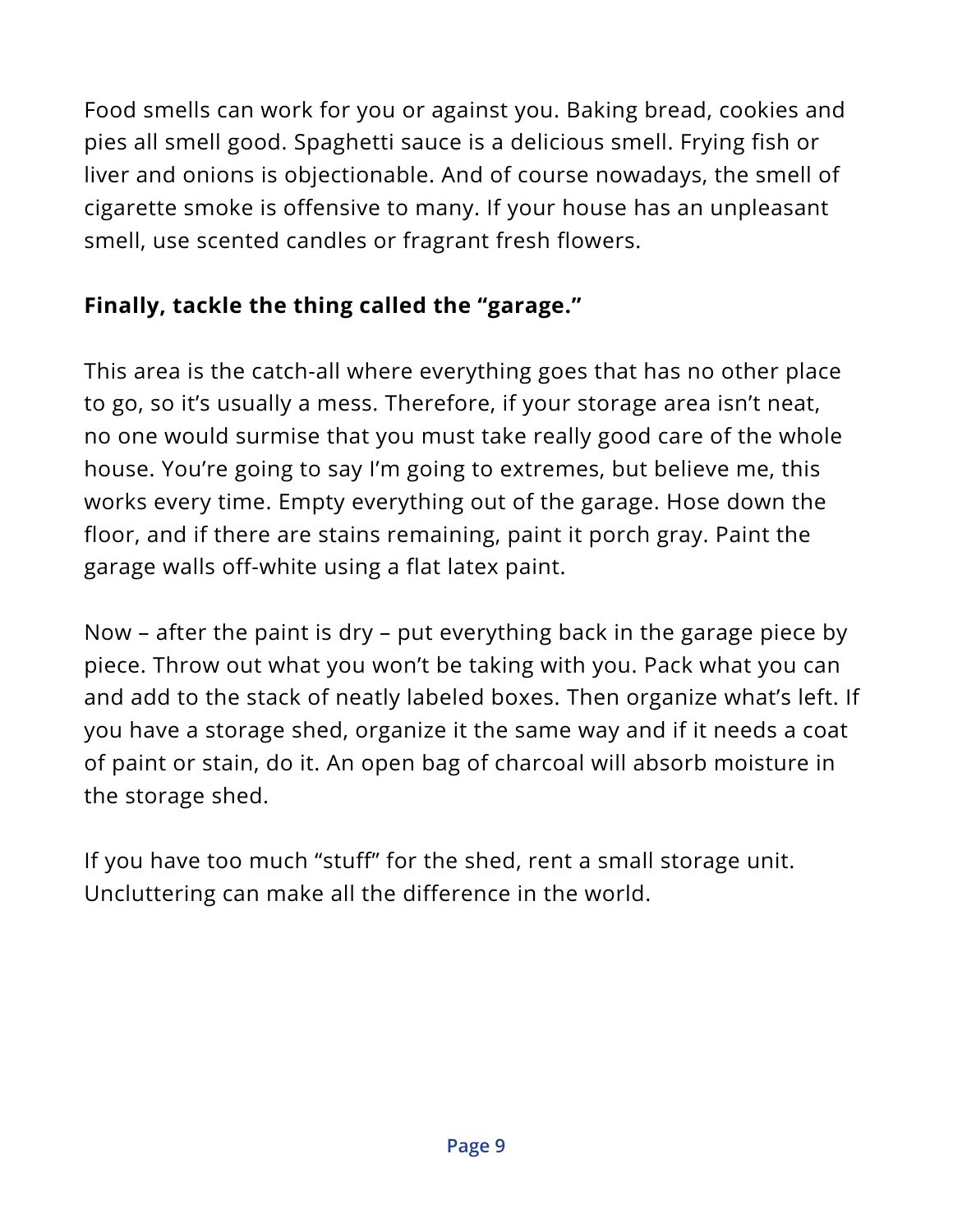Food smells can work for you or against you. Baking bread, cookies and pies all smell good. Spaghetti sauce is a delicious smell. Frying fish or liver and onions is objectionable. And of course nowadays, the smell of cigarette smoke is offensive to many. If your house has an unpleasant smell, use scented candles or fragrant fresh flowers.

**Finally, tackle the thing called the "garage."**

This area is the catch-all where everything goes that has no other place to go, so it's usually a mess. Therefore, if your storage area isn't neat, no one would surmise that you must take really good care of the whole house. You're going to say I'm going to extremes, but believe me, this works every time. Empty everything out of the garage. Hose down the floor, and if there are stains remaining, paint it porch gray. Paint the garage walls off-white using a flat latex paint.

Now – after the paint is dry – put everything back in the garage piece by piece. Throw out what you won't be taking with you. Pack what you can and add to the stack of neatly labeled boxes. Then organize what's left. If you have a storage shed, organize it the same way and if it needs a coat of paint or stain, do it. An open bag of charcoal will absorb moisture in the storage shed.

If you have too much "stuff" for the shed, rent a small storage unit. Uncluttering can make all the difference in the world.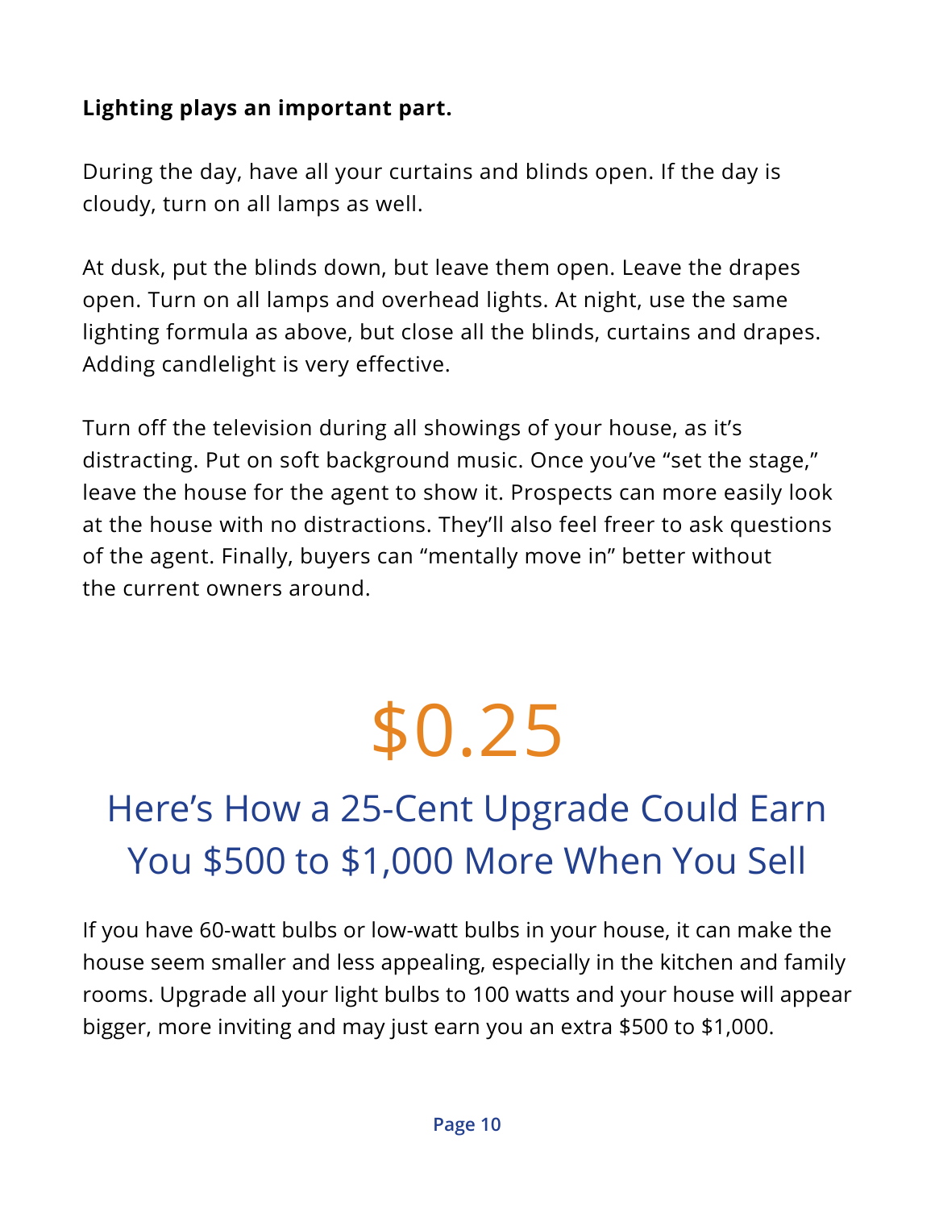**Lighting plays an important part.**

During the day, have all your curtains and blinds open. If the day is cloudy, turn on all lamps as well.

At dusk, put the blinds down, but leave them open. Leave the drapes open. Turn on all lamps and overhead lights. At night, use the same lighting formula as above, but close all the blinds, curtains and drapes. Adding candlelight is very effective.

Turn off the television during all showings of your house, as it's distracting. Put on soft background music. Once you've "set the stage," leave the house for the agent to show it. Prospects can more easily look at the house with no distractions. They'll also feel freer to ask questions of the agent. Finally, buyers can "mentally move in" better without the current owners around.

# $0.25

## Here's How a 25-Cent Upgrade Could Earn You $500 to $1,000 More When You Sell

If you have 60-watt bulbs or low-watt bulbs in your house, it can make the house seem smaller and less appealing, especially in the kitchen and family rooms. Upgrade all your light bulbs to 100 watts and your house will appear bigger, more inviting and may just earn you an extra $500 to $1,000.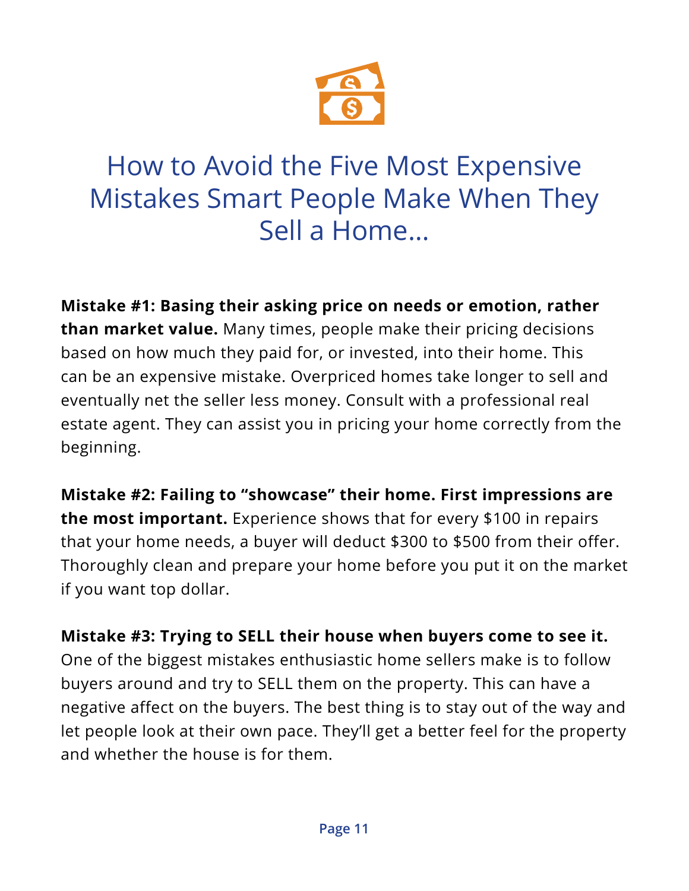# How to Avoid the Five Most Expensive Mistakes Smart People Make When They Sell a Home...

**Mistake #1: Basing their asking price on needs or emotion, rather than market value.** Many times, people make their pricing decisions based on how much they paid for, or invested, into their home. This can be an expensive mistake. Overpriced homes take longer to sell and eventually net the seller less money. Consult with a professional real estate agent. They can assist you in pricing your home correctly from the beginning.

**Mistake #2: Failing to "showcase" their home. First impressions are the most important.** Experience shows that for every $100 in repairs that your home needs, a buyer will deduct $300 to $500 from their offer. Thoroughly clean and prepare your home before you put it on the market if you want top dollar.

**Mistake #3: Trying to SELL their house when buyers come to see it.** One of the biggest mistakes enthusiastic home sellers make is to follow buyers around and try to SELL them on the property. This can have a negative affect on the buyers. The best thing is to stay out of the way and let people look at their own pace. They'll get a better feel for the property and whether the house is for them.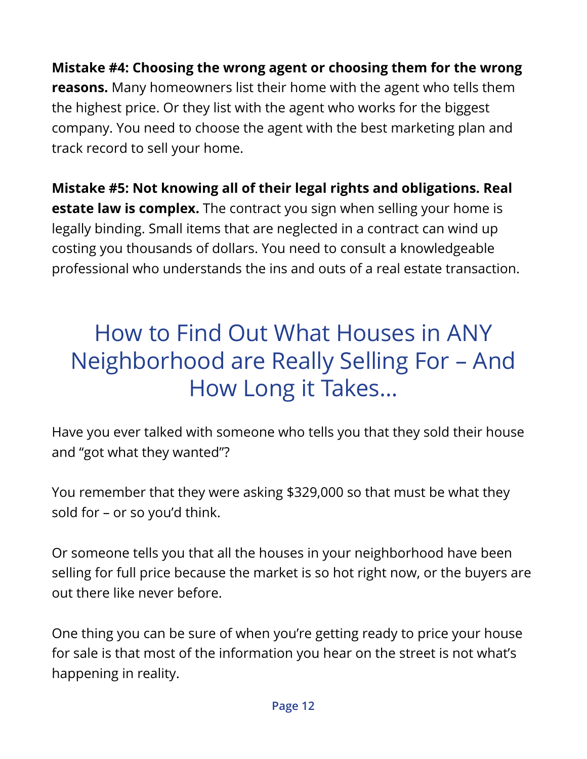**Mistake #4: Choosing the wrong agent or choosing them for the wrong reasons.** Many homeowners list their home with the agent who tells them the highest price. Or they list with the agent who works for the biggest company. You need to choose the agent with the best marketing plan and track record to sell your home.

**Mistake #5: Not knowing all of their legal rights and obligations. Real estate law is complex.** The contract you sign when selling your home is legally binding. Small items that are neglected in a contract can wind up costing you thousands of dollars. You need to consult a knowledgeable professional who understands the ins and outs of a real estate transaction.

## How to Find Out What Houses in ANY Neighborhood are Really Selling For – And How Long it Takes…

Have you ever talked with someone who tells you that they sold their house and "got what they wanted"?

You remember that they were asking $329,000 so that must be what they sold for – or so you'd think.

Or someone tells you that all the houses in your neighborhood have been selling for full price because the market is so hot right now, or the buyers are out there like never before.

One thing you can be sure of when you're getting ready to price your house for sale is that most of the information you hear on the street is not what's happening in reality.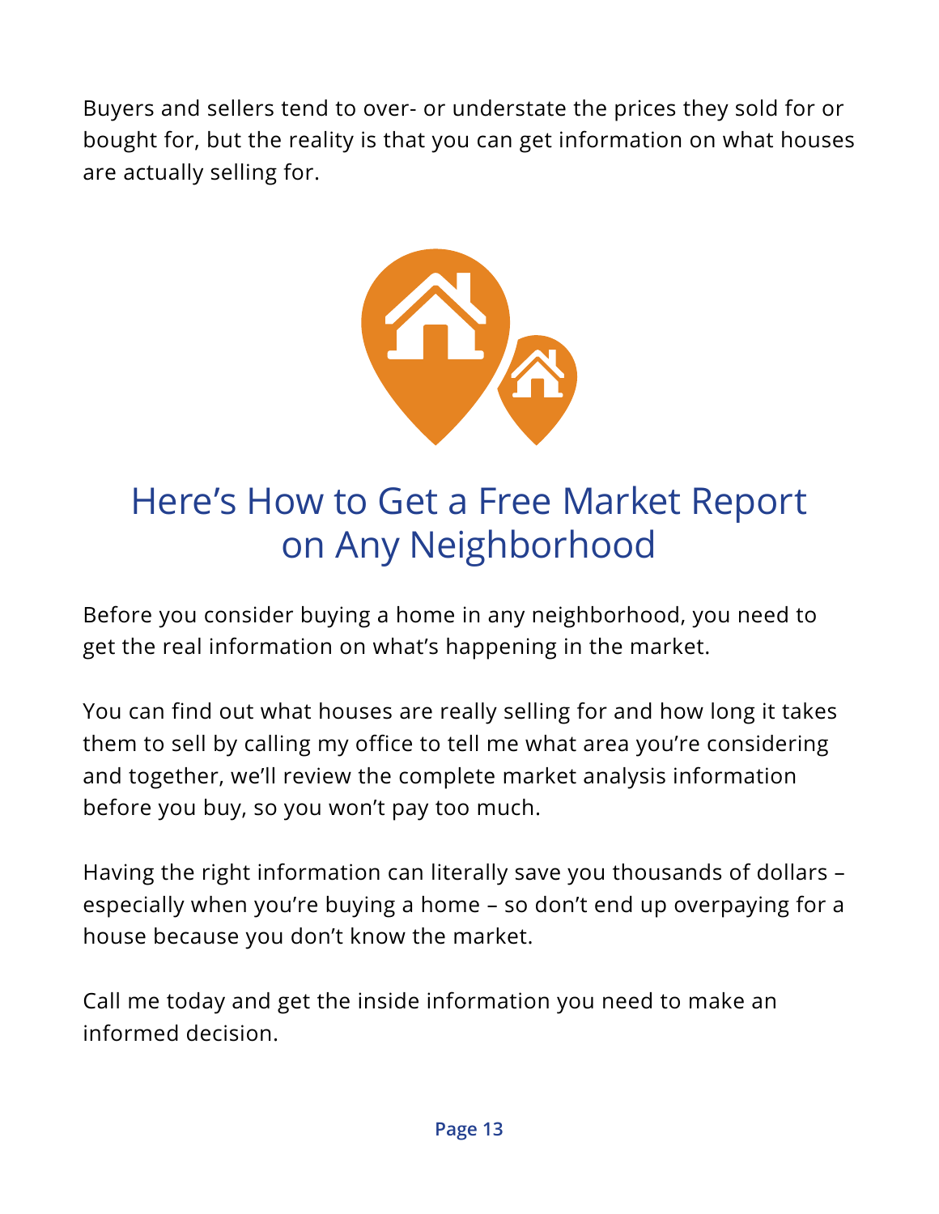Buyers and sellers tend to over- or understate the prices they sold for or bought for, but the reality is that you can get information on what houses are actually selling for.

## Here's How to Get a Free Market Report on Any Neighborhood

Before you consider buying a home in any neighborhood, you need to get the real information on what's happening in the market.

You can find out what houses are really selling for and how long it takes them to sell by calling my office to tell me what area you're considering and together, we'll review the complete market analysis information before you buy, so you won't pay too much.

Having the right information can literally save you thousands of dollars – especially when you're buying a home – so don't end up overpaying for a house because you don't know the market.

Call me today and get the inside information you need to make an informed decision.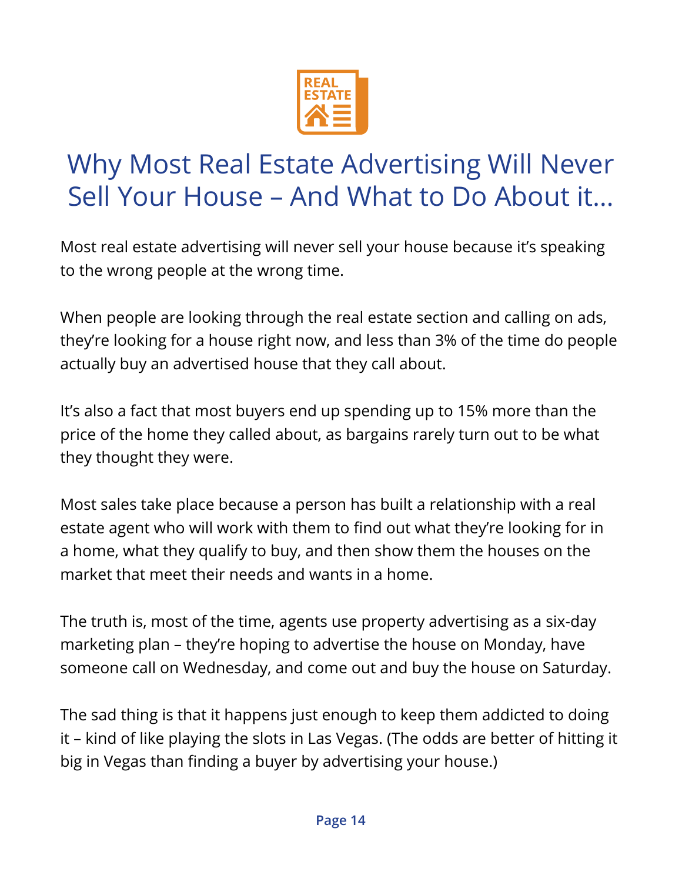# Why Most Real Estate Advertising Will Never Sell Your House – And What to Do About it…

Most real estate advertising will never sell your house because it's speaking to the wrong people at the wrong time.

When people are looking through the real estate section and calling on ads, they're looking for a house right now, and less than 3% of the time do people actually buy an advertised house that they call about.

It's also a fact that most buyers end up spending up to 15% more than the price of the home they called about, as bargains rarely turn out to be what they thought they were.

Most sales take place because a person has built a relationship with a real estate agent who will work with them to find out what they're looking for in a home, what they qualify to buy, and then show them the houses on the market that meet their needs and wants in a home.

The truth is, most of the time, agents use property advertising as a six-day marketing plan – they're hoping to advertise the house on Monday, have someone call on Wednesday, and come out and buy the house on Saturday.

The sad thing is that it happens just enough to keep them addicted to doing it – kind of like playing the slots in Las Vegas. (The odds are better of hitting it big in Vegas than finding a buyer by advertising your house.)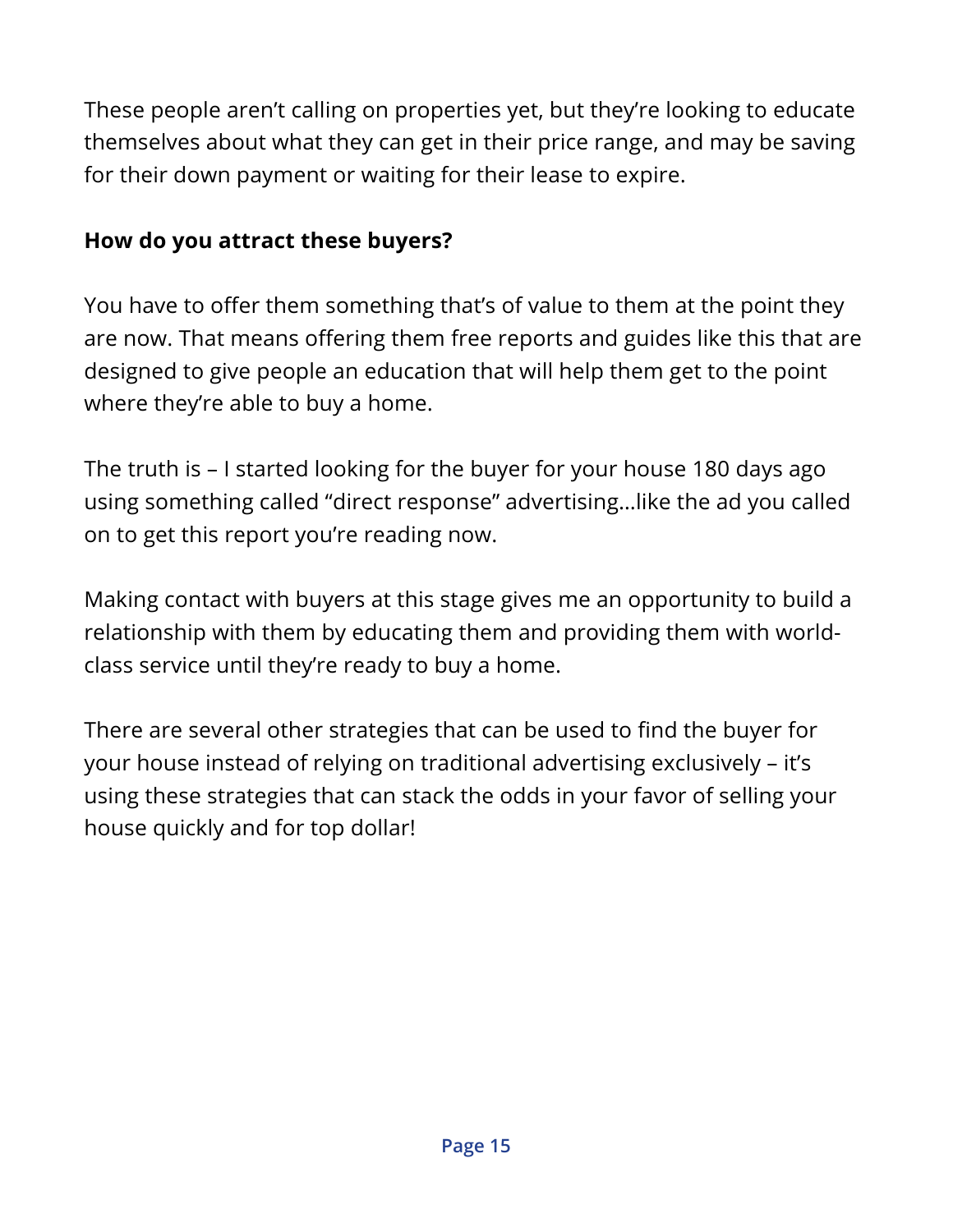These people aren't calling on properties yet, but they're looking to educate themselves about what they can get in their price range, and may be saving for their down payment or waiting for their lease to expire.

**How do you attract these buyers?**

You have to offer them something that's of value to them at the point they are now. That means offering them free reports and guides like this that are designed to give people an education that will help them get to the point where they're able to buy a home.

The truth is – I started looking for the buyer for your house 180 days ago using something called "direct response" advertising…like the ad you called on to get this report you're reading now.

Making contact with buyers at this stage gives me an opportunity to build a relationship with them by educating them and providing them with world-class service until they're ready to buy a home.

There are several other strategies that can be used to find the buyer for your house instead of relying on traditional advertising exclusively – it's using these strategies that can stack the odds in your favor of selling your house quickly and for top dollar!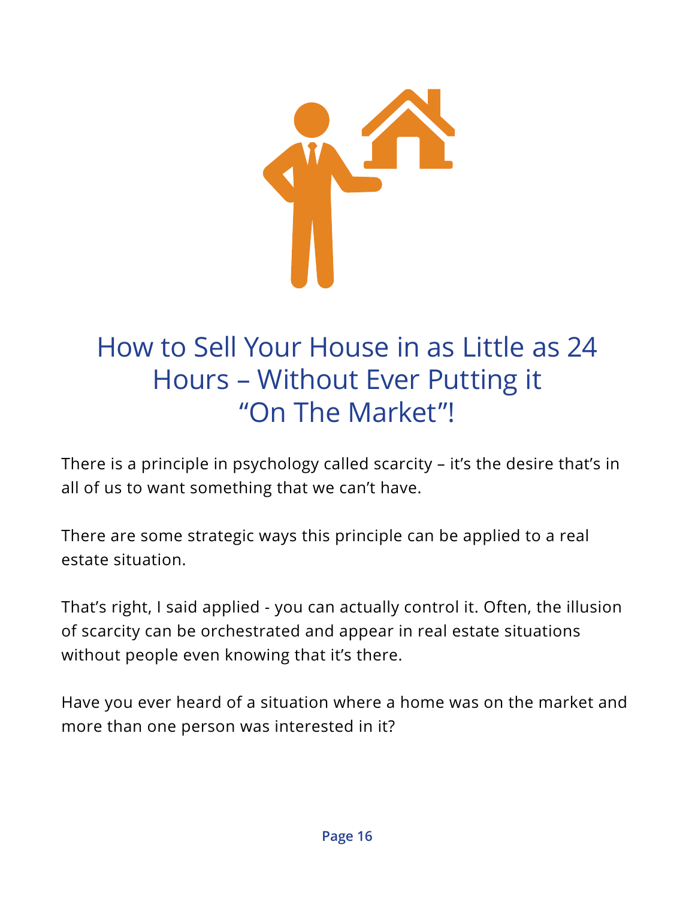# How to Sell Your House in as Little as 24 Hours – Without Ever Putting it "On The Market"!

There is a principle in psychology called scarcity – it's the desire that's in all of us to want something that we can't have.

There are some strategic ways this principle can be applied to a real estate situation.

That's right, I said applied - you can actually control it. Often, the illusion of scarcity can be orchestrated and appear in real estate situations without people even knowing that it's there.

Have you ever heard of a situation where a home was on the market and more than one person was interested in it?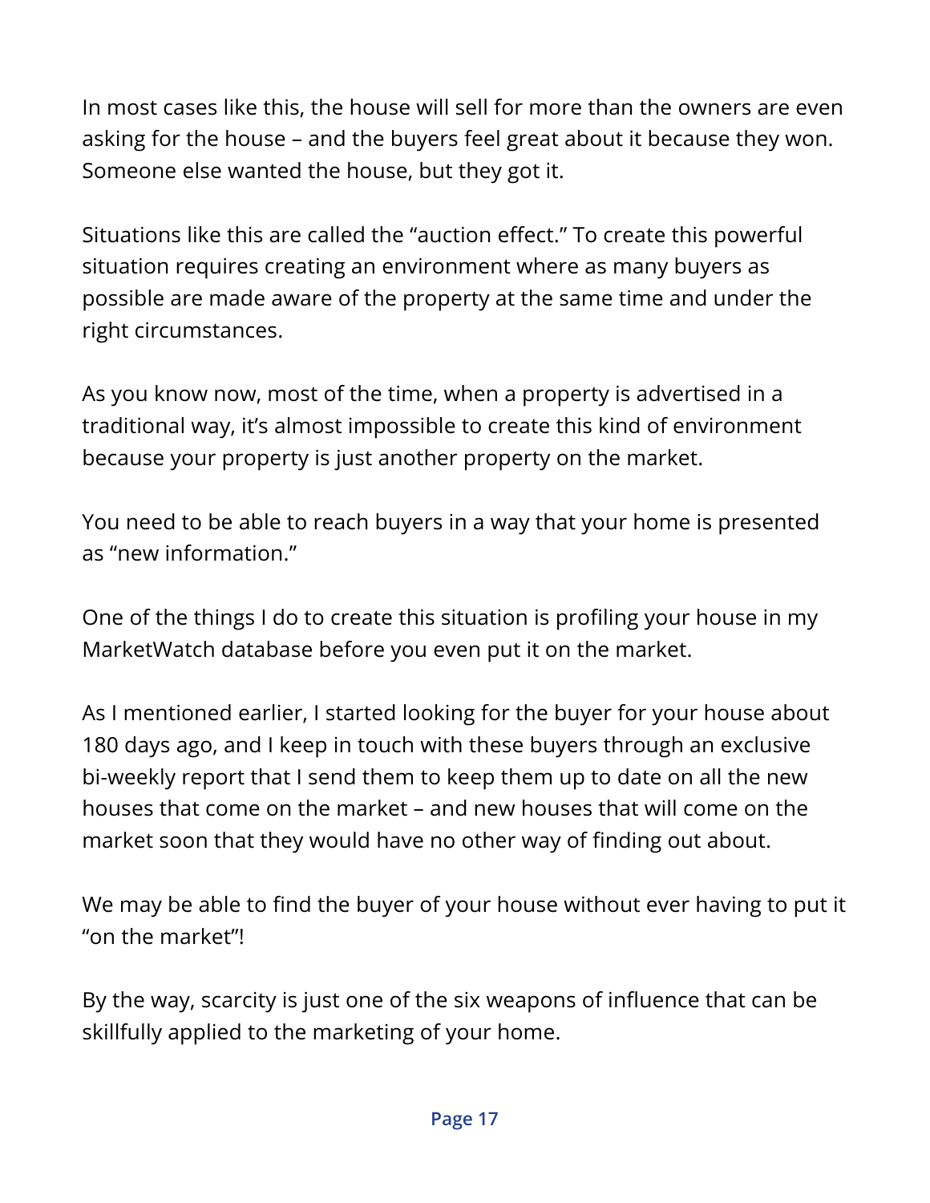In most cases like this, the house will sell for more than the owners are even asking for the house – and the buyers feel great about it because they won. Someone else wanted the house, but they got it.

Situations like this are called the "auction effect." To create this powerful situation requires creating an environment where as many buyers as possible are made aware of the property at the same time and under the right circumstances.

As you know now, most of the time, when a property is advertised in a traditional way, it's almost impossible to create this kind of environment because your property is just another property on the market.

You need to be able to reach buyers in a way that your home is presented as "new information."

One of the things I do to create this situation is profiling your house in my MarketWatch database before you even put it on the market.

As I mentioned earlier, I started looking for the buyer for your house about 180 days ago, and I keep in touch with these buyers through an exclusive bi-weekly report that I send them to keep them up to date on all the new houses that come on the market – and new houses that will come on the market soon that they would have no other way of finding out about.

We may be able to find the buyer of your house without ever having to put it "on the market"!

By the way, scarcity is just one of the six weapons of influence that can be skillfully applied to the marketing of your home.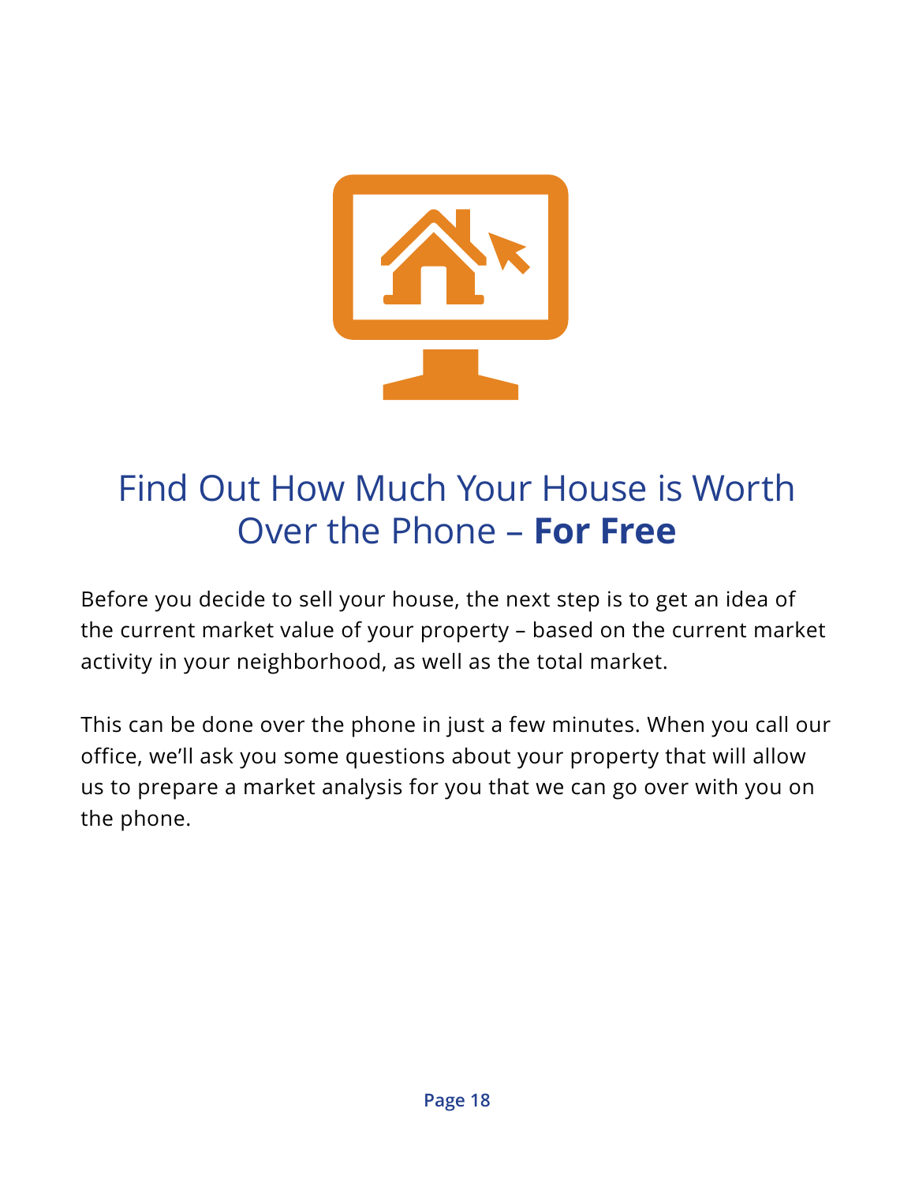# Find Out How Much Your House is Worth Over the Phone – **For Free**

Before you decide to sell your house, the next step is to get an idea of the current market value of your property – based on the current market activity in your neighborhood, as well as the total market.

This can be done over the phone in just a few minutes. When you call our office, we'll ask you some questions about your property that will allow us to prepare a market analysis for you that we can go over with you on the phone.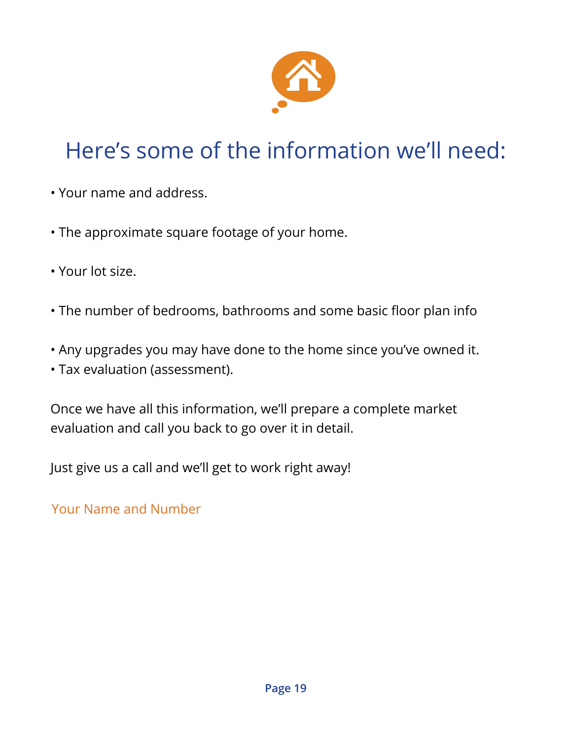# Here's some of the information we'll need:

- Your name and address.
- The approximate square footage of your home.
- Your lot size.
- The number of bedrooms, bathrooms and some basic floor plan info
- Any upgrades you may have done to the home since you've owned it.
- Tax evaluation (assessment).

Once we have all this information, we'll prepare a complete market evaluation and call you back to go over it in detail.

Just give us a call and we'll get to work right away!

Your Name and Number